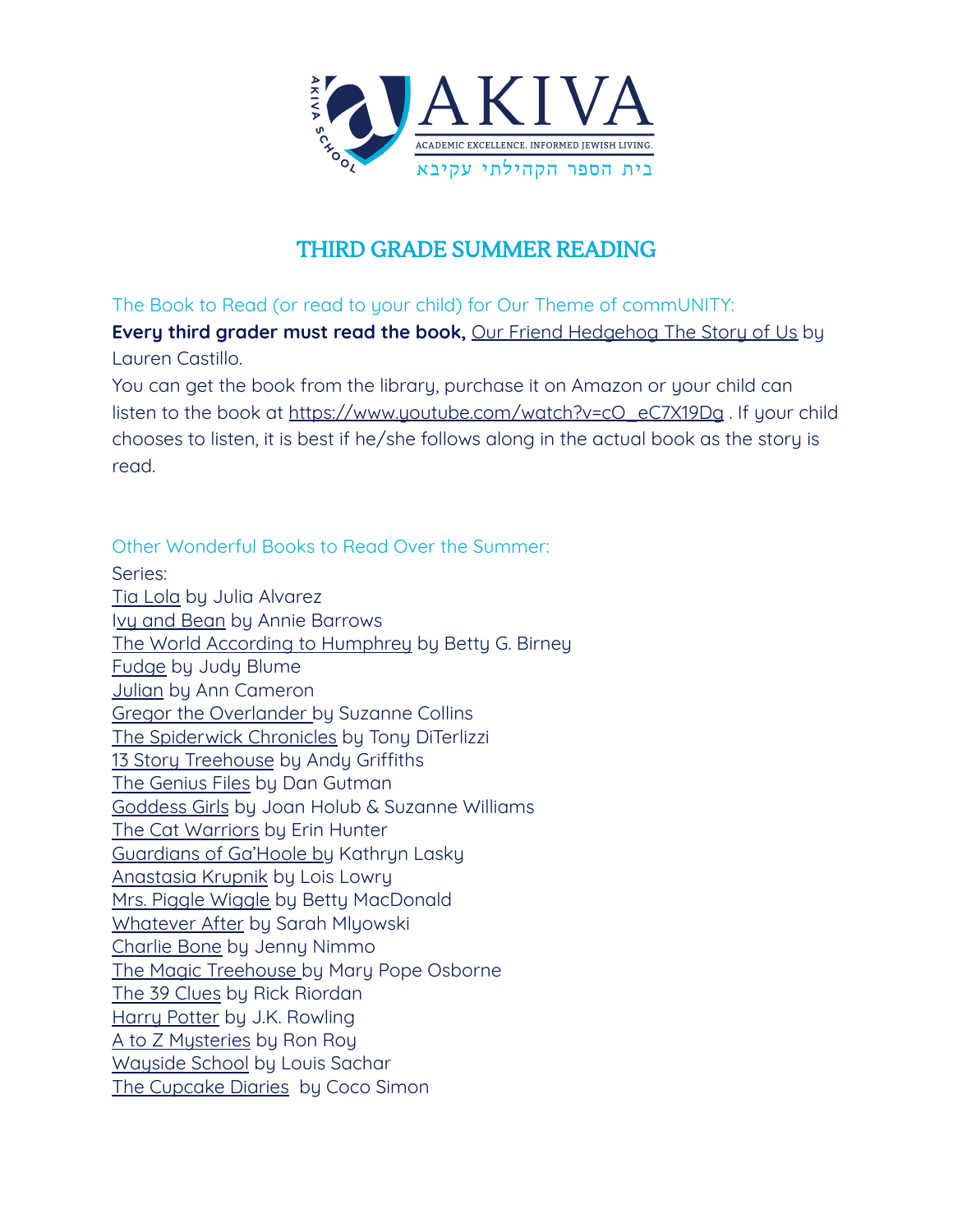AKIVA

ACADEMIC EXCELLENCE. INFORMED JEWISH LIVING.

בית הספר הקהילתי עקיבא

# THIRD GRADE SUMMER READING

The Book to Read (or read to your child) for Our Theme of commUNITY:

**Every third grader must read the book,** Our Friend Hedgehog The Story of Us by Lauren Castillo.

You can get the book from the library, purchase it on Amazon or your child can listen to the book at https://www.youtube.com/watch?v=cO_eC7X19Dg . If your child chooses to listen, it is best if he/she follows along in the actual book as the story is read.

Other Wonderful Books to Read Over the Summer:

Series:

Tia Lola by Julia Alvarez
Ivy and Bean by Annie Barrows
The World According to Humphrey by Betty G. Birney
Fudge by Judy Blume
Julian by Ann Cameron
Gregor the Overlander by Suzanne Collins
The Spiderwick Chronicles by Tony DiTerlizzi
13 Story Treehouse by Andy Griffiths
The Genius Files by Dan Gutman
Goddess Girls by Joan Holub & Suzanne Williams
The Cat Warriors by Erin Hunter
Guardians of Ga'Hoole by Kathryn Lasky
Anastasia Krupnik by Lois Lowry
Mrs. Piggle Wiggle by Betty MacDonald
Whatever After by Sarah Mlyowski
Charlie Bone by Jenny Nimmo
The Magic Treehouse by Mary Pope Osborne
The 39 Clues by Rick Riordan
Harry Potter by J.K. Rowling
A to Z Mysteries by Ron Roy
Wayside School by Louis Sachar
The Cupcake Diaries by Coco Simon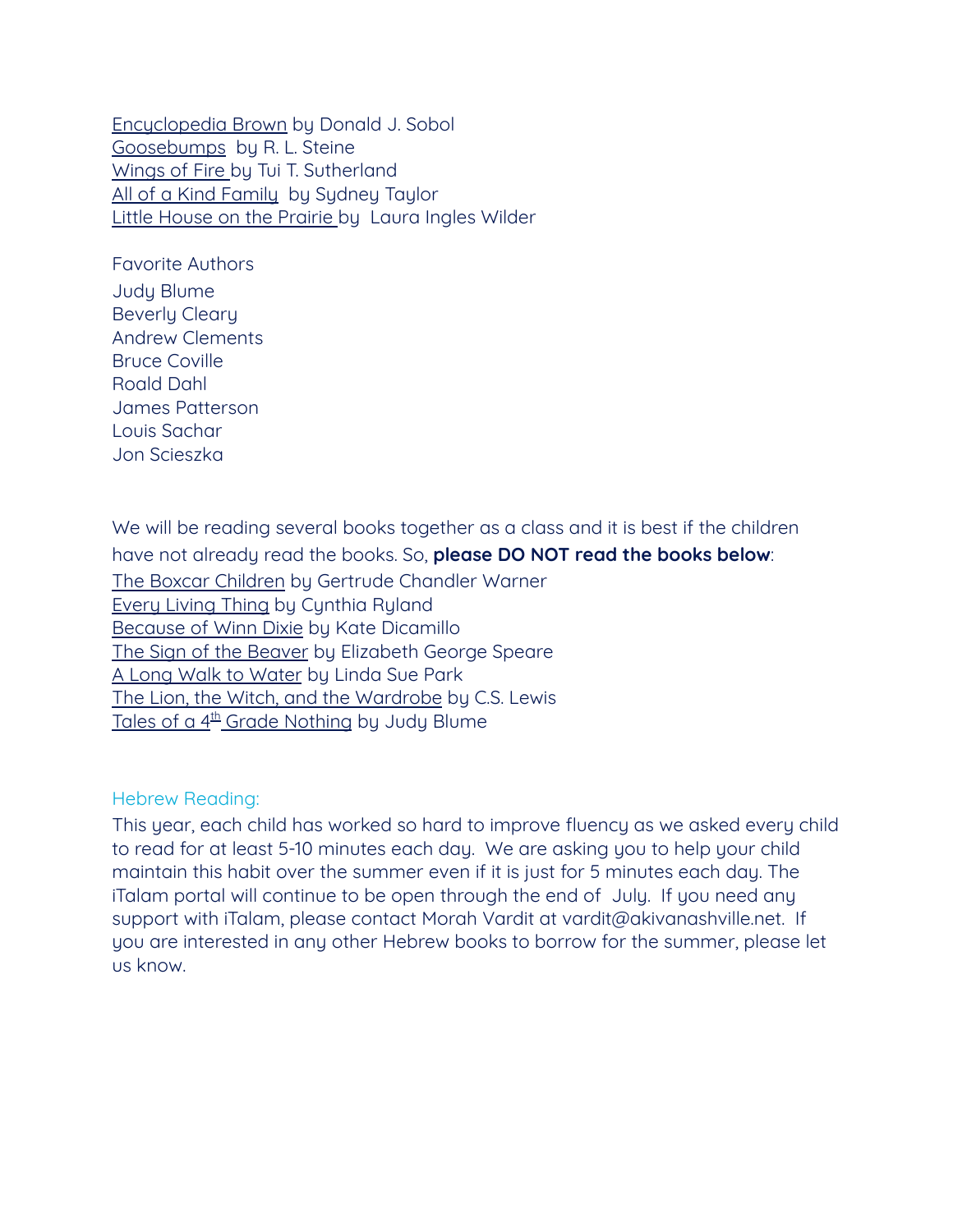Encyclopedia Brown by Donald J. Sobol
Goosebumps by R. L. Steine
Wings of Fire by Tui T. Sutherland
All of a Kind Family by Sydney Taylor
Little House on the Prairie by Laura Ingles Wilder

Favorite Authors
Judy Blume
Beverly Cleary
Andrew Clements
Bruce Coville
Roald Dahl
James Patterson
Louis Sachar
Jon Scieszka

We will be reading several books together as a class and it is best if the children have not already read the books. So, **please DO NOT read the books below**:
The Boxcar Children by Gertrude Chandler Warner
Every Living Thing by Cynthia Ryland
Because of Winn Dixie by Kate Dicamillo
The Sign of the Beaver by Elizabeth George Speare
A Long Walk to Water by Linda Sue Park
The Lion, the Witch, and the Wardrobe by C.S. Lewis
Tales of a 4th Grade Nothing by Judy Blume

## Hebrew Reading:

This year, each child has worked so hard to improve fluency as we asked every child to read for at least 5-10 minutes each day. We are asking you to help your child maintain this habit over the summer even if it is just for 5 minutes each day. The iTalam portal will continue to be open through the end of July. If you need any support with iTalam, please contact Morah Vardit at vardit@akivanashville.net. If you are interested in any other Hebrew books to borrow for the summer, please let us know.